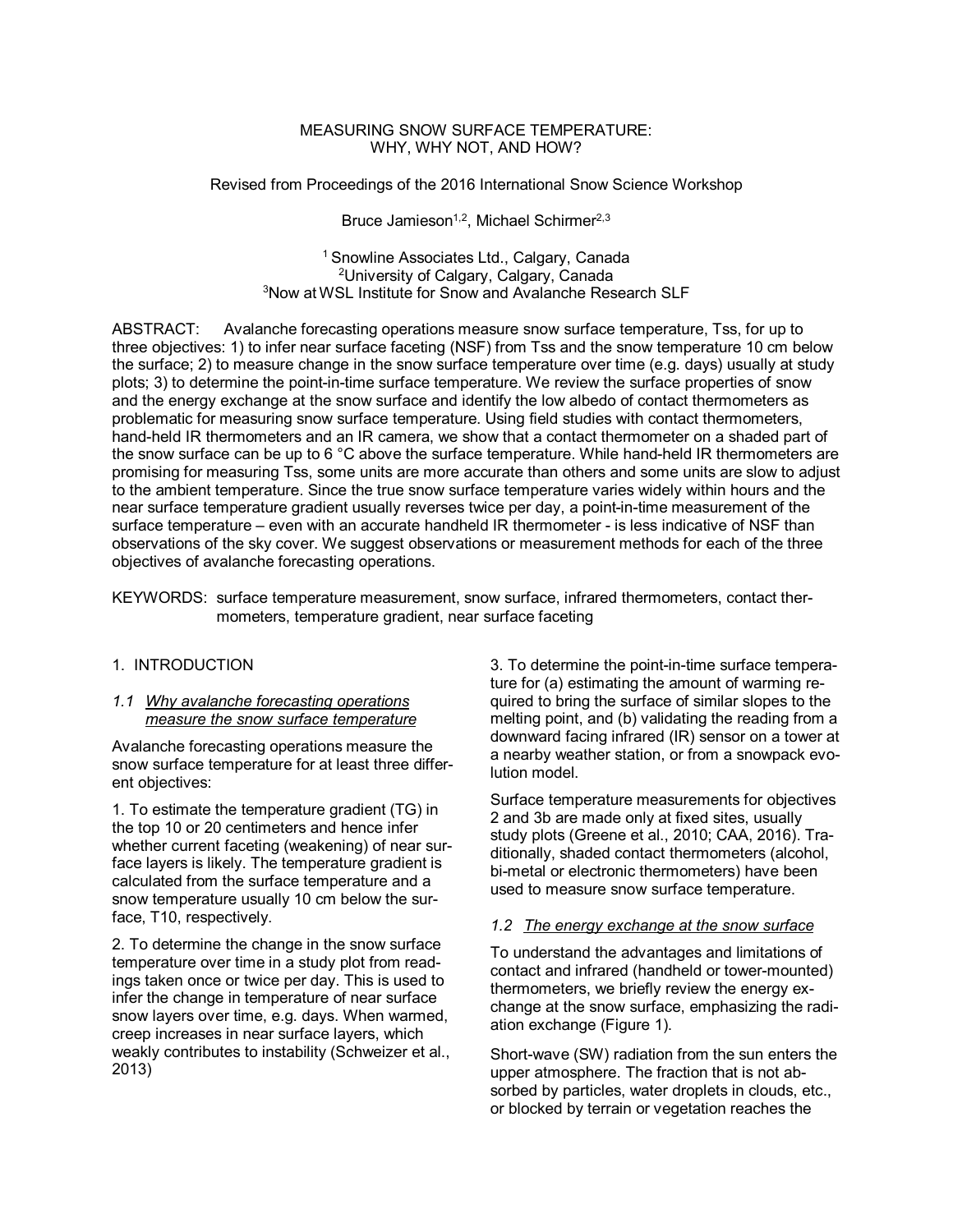# MEASURING SNOW SURFACE TEMPERATURE: WHY, WHY NOT, AND HOW?

Revised from Proceedings of the 2016 International Snow Science Workshop

Bruce Jamieson[1,2], Michael Schirmer[2,3]

[1] Snowline Associates Ltd., Calgary, Canada
[2] University of Calgary, Calgary, Canada
[3] Now at WSL Institute for Snow and Avalanche Research SLF

ABSTRACT: Avalanche forecasting operations measure snow surface temperature, Tss, for up to three objectives: 1) to infer near surface faceting (NSF) from Tss and the snow temperature 10 cm below the surface; 2) to measure change in the snow surface temperature over time (e.g. days) usually at study plots; 3) to determine the point-in-time surface temperature. We review the surface properties of snow and the energy exchange at the snow surface and identify the low albedo of contact thermometers as problematic for measuring snow surface temperature. Using field studies with contact thermometers, hand-held IR thermometers and an IR camera, we show that a contact thermometer on a shaded part of the snow surface can be up to 6 °C above the surface temperature. While hand-held IR thermometers are promising for measuring Tss, some units are more accurate than others and some units are slow to adjust to the ambient temperature. Since the true snow surface temperature varies widely within hours and the near surface temperature gradient usually reverses twice per day, a point-in-time measurement of the surface temperature – even with an accurate handheld IR thermometer - is less indicative of NSF than observations of the sky cover. We suggest observations or measurement methods for each of the three objectives of avalanche forecasting operations.

KEYWORDS: surface temperature measurement, snow surface, infrared thermometers, contact thermometers, temperature gradient, near surface faceting

## 1. INTRODUCTION

### 1.1 *Why avalanche forecasting operations measure the snow surface temperature*

Avalanche forecasting operations measure the snow surface temperature for at least three different objectives:

1. To estimate the temperature gradient (TG) in the top 10 or 20 centimeters and hence infer whether current faceting (weakening) of near surface layers is likely. The temperature gradient is calculated from the surface temperature and a snow temperature usually 10 cm below the surface, T10, respectively.

2. To determine the change in the snow surface temperature over time in a study plot from readings taken once or twice per day. This is used to infer the change in temperature of near surface snow layers over time, e.g. days. When warmed, creep increases in near surface layers, which weakly contributes to instability (Schweizer et al., 2013)

3. To determine the point-in-time surface temperature for (a) estimating the amount of warming required to bring the surface of similar slopes to the melting point, and (b) validating the reading from a downward facing infrared (IR) sensor on a tower at a nearby weather station, or from a snowpack evolution model.

Surface temperature measurements for objectives 2 and 3b are made only at fixed sites, usually study plots (Greene et al., 2010; CAA, 2016). Traditionally, shaded contact thermometers (alcohol, bi-metal or electronic thermometers) have been used to measure snow surface temperature.

### 1.2 *The energy exchange at the snow surface*

To understand the advantages and limitations of contact and infrared (handheld or tower-mounted) thermometers, we briefly review the energy exchange at the snow surface, emphasizing the radiation exchange (Figure 1).

Short-wave (SW) radiation from the sun enters the upper atmosphere. The fraction that is not absorbed by particles, water droplets in clouds, etc., or blocked by terrain or vegetation reaches the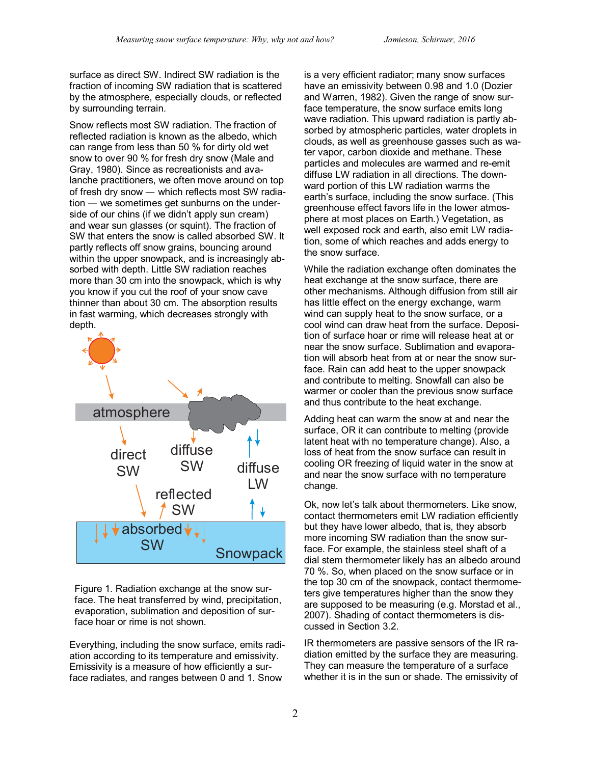surface as direct SW. Indirect SW radiation is the fraction of incoming SW radiation that is scattered by the atmosphere, especially clouds, or reflected by surrounding terrain.

Snow reflects most SW radiation. The fraction of reflected radiation is known as the albedo, which can range from less than 50 % for dirty old wet snow to over 90 % for fresh dry snow (Male and Gray, 1980). Since as recreationists and avalanche practitioners, we often move around on top of fresh dry snow — which reflects most SW radiation — we sometimes get sunburns on the underside of our chins (if we didn't apply sun cream) and wear sun glasses (or squint). The fraction of SW that enters the snow is called absorbed SW. It partly reflects off snow grains, bouncing around within the upper snowpack, and is increasingly absorbed with depth. Little SW radiation reaches more than 30 cm into the snowpack, which is why you know if you cut the roof of your snow cave thinner than about 30 cm. The absorption results in fast warming, which decreases strongly with depth.

Figure 1. Radiation exchange at the snow surface. The heat transferred by wind, precipitation, evaporation, sublimation and deposition of surface hoar or rime is not shown.

Everything, including the snow surface, emits radiation according to its temperature and emissivity. Emissivity is a measure of how efficiently a surface radiates, and ranges between 0 and 1. Snow is a very efficient radiator; many snow surfaces have an emissivity between 0.98 and 1.0 (Dozier and Warren, 1982). Given the range of snow surface temperature, the snow surface emits long wave radiation. This upward radiation is partly absorbed by atmospheric particles, water droplets in clouds, as well as greenhouse gasses such as water vapor, carbon dioxide and methane. These particles and molecules are warmed and re-emit diffuse LW radiation in all directions. The downward portion of this LW radiation warms the earth's surface, including the snow surface. (This greenhouse effect favors life in the lower atmosphere at most places on Earth.) Vegetation, as well exposed rock and earth, also emit LW radiation, some of which reaches and adds energy to the snow surface.

While the radiation exchange often dominates the heat exchange at the snow surface, there are other mechanisms. Although diffusion from still air has little effect on the energy exchange, warm wind can supply heat to the snow surface, or a cool wind can draw heat from the surface. Deposition of surface hoar or rime will release heat at or near the snow surface. Sublimation and evaporation will absorb heat from at or near the snow surface. Rain can add heat to the upper snowpack and contribute to melting. Snowfall can also be warmer or cooler than the previous snow surface and thus contribute to the heat exchange.

Adding heat can warm the snow at and near the surface, OR it can contribute to melting (provide latent heat with no temperature change). Also, a loss of heat from the snow surface can result in cooling OR freezing of liquid water in the snow at and near the snow surface with no temperature change.

Ok, now let's talk about thermometers. Like snow, contact thermometers emit LW radiation efficiently but they have lower albedo, that is, they absorb more incoming SW radiation than the snow surface. For example, the stainless steel shaft of a dial stem thermometer likely has an albedo around 70 %. So, when placed on the snow surface or in the top 30 cm of the snowpack, contact thermometers give temperatures higher than the snow they are supposed to be measuring (e.g. Morstad et al., 2007). Shading of contact thermometers is discussed in Section 3.2.

IR thermometers are passive sensors of the IR radiation emitted by the surface they are measuring. They can measure the temperature of a surface whether it is in the sun or shade. The emissivity of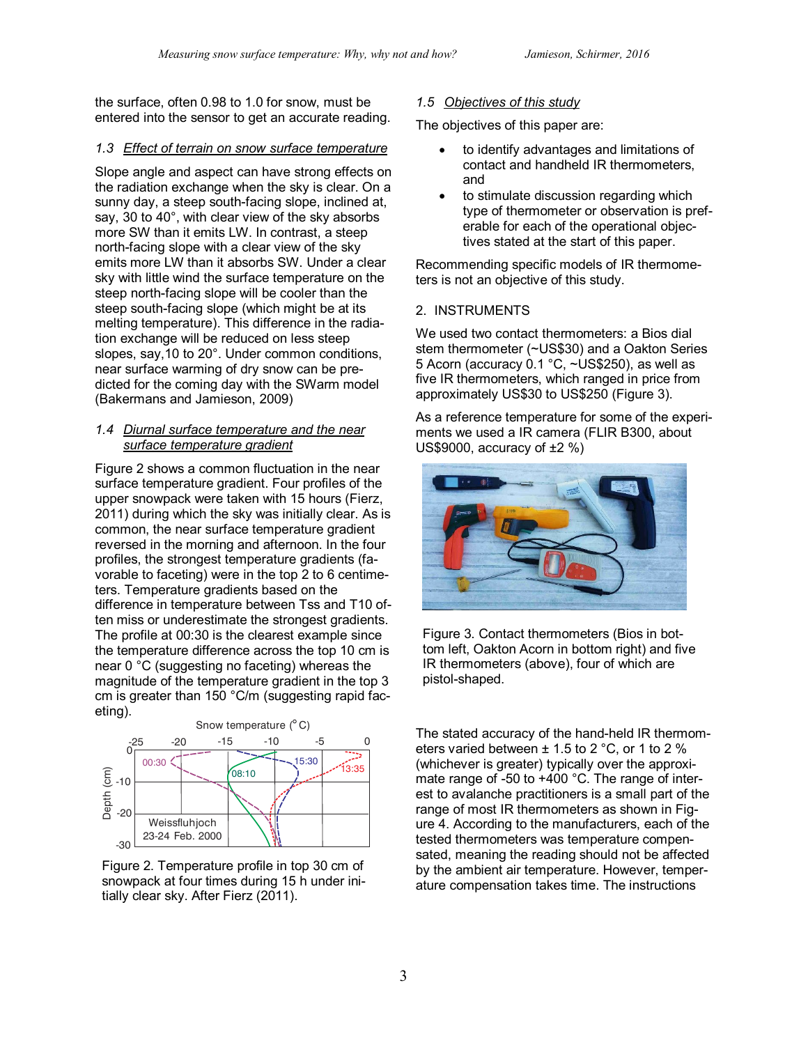the surface, often 0.98 to 1.0 for snow, must be entered into the sensor to get an accurate reading.

### 1.3 Effect of terrain on snow surface temperature

Slope angle and aspect can have strong effects on the radiation exchange when the sky is clear. On a sunny day, a steep south-facing slope, inclined at, say, 30 to 40°, with clear view of the sky absorbs more SW than it emits LW. In contrast, a steep north-facing slope with a clear view of the sky emits more LW than it absorbs SW. Under a clear sky with little wind the surface temperature on the steep north-facing slope will be cooler than the steep south-facing slope (which might be at its melting temperature). This difference in the radiation exchange will be reduced on less steep slopes, say,10 to 20°. Under common conditions, near surface warming of dry snow can be predicted for the coming day with the SWarm model (Bakermans and Jamieson, 2009)

### 1.4 Diurnal surface temperature and the near surface temperature gradient

Figure 2 shows a common fluctuation in the near surface temperature gradient. Four profiles of the upper snowpack were taken with 15 hours (Fierz, 2011) during which the sky was initially clear. As is common, the near surface temperature gradient reversed in the morning and afternoon. In the four profiles, the strongest temperature gradients (favorable to faceting) were in the top 2 to 6 centimeters. Temperature gradients based on the difference in temperature between Tss and T10 often miss or underestimate the strongest gradients. The profile at 00:30 is the clearest example since the temperature difference across the top 10 cm is near 0 °C (suggesting no faceting) whereas the magnitude of the temperature gradient in the top 3 cm is greater than 150 °C/m (suggesting rapid faceting).

Figure 2. Temperature profile in top 30 cm of snowpack at four times during 15 h under initially clear sky. After Fierz (2011).

### 1.5 Objectives of this study

The objectives of this paper are:

- to identify advantages and limitations of contact and handheld IR thermometers, and
- to stimulate discussion regarding which type of thermometer or observation is preferable for each of the operational objectives stated at the start of this paper.

Recommending specific models of IR thermometers is not an objective of this study.

## 2. INSTRUMENTS

We used two contact thermometers: a Bios dial stem thermometer (~US$30) and a Oakton Series 5 Acorn (accuracy 0.1 °C, ~US$250), as well as five IR thermometers, which ranged in price from approximately US$30 to US$250 (Figure 3).

As a reference temperature for some of the experiments we used a IR camera (FLIR B300, about US$9000, accuracy of ±2 %)

Figure 3. Contact thermometers (Bios in bottom left, Oakton Acorn in bottom right) and five IR thermometers (above), four of which are pistol-shaped.

The stated accuracy of the hand-held IR thermometers varied between ± 1.5 to 2 °C, or 1 to 2 % (whichever is greater) typically over the approximate range of -50 to +400 °C. The range of interest to avalanche practitioners is a small part of the range of most IR thermometers as shown in Figure 4. According to the manufacturers, each of the tested thermometers was temperature compensated, meaning the reading should not be affected by the ambient air temperature. However, temperature compensation takes time. The instructions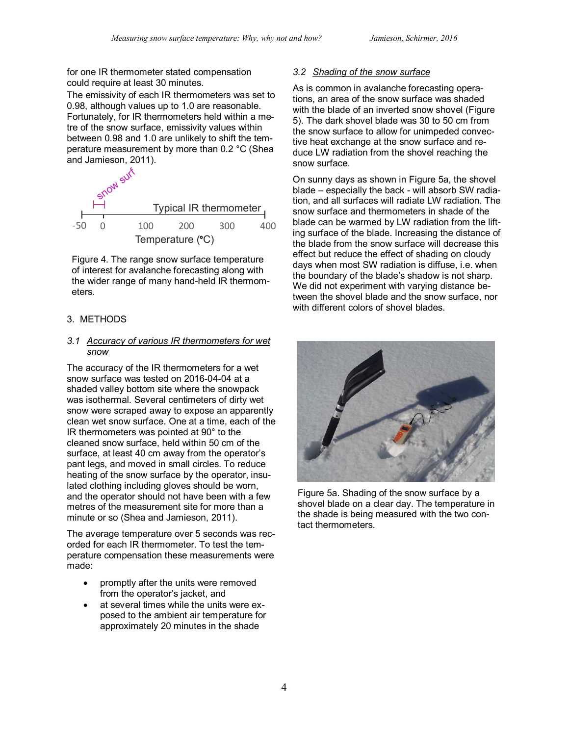for one IR thermometer stated compensation could require at least 30 minutes.

The emissivity of each IR thermometers was set to 0.98, although values up to 1.0 are reasonable. Fortunately, for IR thermometers held within a metre of the snow surface, emissivity values within between 0.98 and 1.0 are unlikely to shift the temperature measurement by more than 0.2 °C (Shea and Jamieson, 2011).

Figure 4. The range snow surface temperature of interest for avalanche forecasting along with the wider range of many hand-held IR thermometers.

## 3. METHODS

### 3.1 Accuracy of various IR thermometers for wet snow

The accuracy of the IR thermometers for a wet snow surface was tested on 2016-04-04 at a shaded valley bottom site where the snowpack was isothermal. Several centimeters of dirty wet snow were scraped away to expose an apparently clean wet snow surface. One at a time, each of the IR thermometers was pointed at 90° to the cleaned snow surface, held within 50 cm of the surface, at least 40 cm away from the operator's pant legs, and moved in small circles. To reduce heating of the snow surface by the operator, insulated clothing including gloves should be worn, and the operator should not have been with a few metres of the measurement site for more than a minute or so (Shea and Jamieson, 2011).

The average temperature over 5 seconds was recorded for each IR thermometer. To test the temperature compensation these measurements were made:

- promptly after the units were removed from the operator's jacket, and
- at several times while the units were exposed to the ambient air temperature for approximately 20 minutes in the shade

### 3.2 Shading of the snow surface

As is common in avalanche forecasting operations, an area of the snow surface was shaded with the blade of an inverted snow shovel (Figure 5). The dark shovel blade was 30 to 50 cm from the snow surface to allow for unimpeded convective heat exchange at the snow surface and reduce LW radiation from the shovel reaching the snow surface.

On sunny days as shown in Figure 5a, the shovel blade – especially the back - will absorb SW radiation, and all surfaces will radiate LW radiation. The snow surface and thermometers in shade of the blade can be warmed by LW radiation from the lifting surface of the blade. Increasing the distance of the blade from the snow surface will decrease this effect but reduce the effect of shading on cloudy days when most SW radiation is diffuse, i.e. when the boundary of the blade's shadow is not sharp. We did not experiment with varying distance between the shovel blade and the snow surface, nor with different colors of shovel blades.

Figure 5a. Shading of the snow surface by a shovel blade on a clear day. The temperature in the shade is being measured with the two contact thermometers.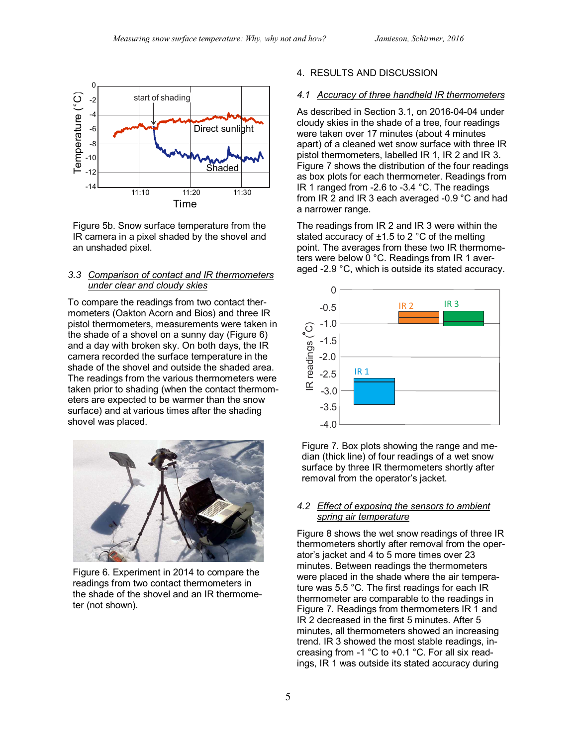Figure 5b. Snow surface temperature from the IR camera in a pixel shaded by the shovel and an unshaded pixel.

### 3.3 Comparison of contact and IR thermometers under clear and cloudy skies

To compare the readings from two contact thermometers (Oakton Acorn and Bios) and three IR pistol thermometers, measurements were taken in the shade of a shovel on a sunny day (Figure 6) and a day with broken sky. On both days, the IR camera recorded the surface temperature in the shade of the shovel and outside the shaded area. The readings from the various thermometers were taken prior to shading (when the contact thermometers are expected to be warmer than the snow surface) and at various times after the shading shovel was placed.

Figure 6. Experiment in 2014 to compare the readings from two contact thermometers in the shade of the shovel and an IR thermometer (not shown).

## 4. RESULTS AND DISCUSSION

### 4.1 Accuracy of three handheld IR thermometers

As described in Section 3.1, on 2016-04-04 under cloudy skies in the shade of a tree, four readings were taken over 17 minutes (about 4 minutes apart) of a cleaned wet snow surface with three IR pistol thermometers, labelled IR 1, IR 2 and IR 3. Figure 7 shows the distribution of the four readings as box plots for each thermometer. Readings from IR 1 ranged from -2.6 to -3.4 °C. The readings from IR 2 and IR 3 each averaged -0.9 °C and had a narrower range.

The readings from IR 2 and IR 3 were within the stated accuracy of ±1.5 to 2 °C of the melting point. The averages from these two IR thermometers were below 0 °C. Readings from IR 1 averaged -2.9 °C, which is outside its stated accuracy.

Figure 7. Box plots showing the range and median (thick line) of four readings of a wet snow surface by three IR thermometers shortly after removal from the operator's jacket.

### 4.2 Effect of exposing the sensors to ambient spring air temperature

Figure 8 shows the wet snow readings of three IR thermometers shortly after removal from the operator's jacket and 4 to 5 more times over 23 minutes. Between readings the thermometers were placed in the shade where the air temperature was 5.5 °C. The first readings for each IR thermometer are comparable to the readings in Figure 7. Readings from thermometers IR 1 and IR 2 decreased in the first 5 minutes. After 5 minutes, all thermometers showed an increasing trend. IR 3 showed the most stable readings, increasing from -1 °C to +0.1 °C. For all six readings, IR 1 was outside its stated accuracy during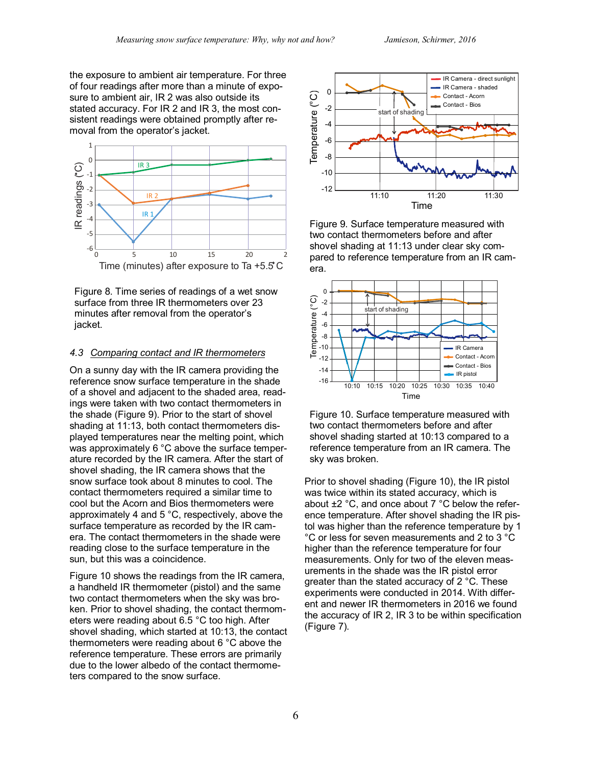the exposure to ambient air temperature. For three of four readings after more than a minute of exposure to ambient air, IR 2 was also outside its stated accuracy. For IR 2 and IR 3, the most consistent readings were obtained promptly after removal from the operator's jacket.

Figure 8. Time series of readings of a wet snow surface from three IR thermometers over 23 minutes after removal from the operator's jacket.

### 4.3 *Comparing contact and IR thermometers*

On a sunny day with the IR camera providing the reference snow surface temperature in the shade of a shovel and adjacent to the shaded area, readings were taken with two contact thermometers in the shade (Figure 9). Prior to the start of shovel shading at 11:13, both contact thermometers displayed temperatures near the melting point, which was approximately 6 °C above the surface temperature recorded by the IR camera. After the start of shovel shading, the IR camera shows that the snow surface took about 8 minutes to cool. The contact thermometers required a similar time to cool but the Acorn and Bios thermometers were approximately 4 and 5 °C, respectively, above the surface temperature as recorded by the IR camera. The contact thermometers in the shade were reading close to the surface temperature in the sun, but this was a coincidence.

Figure 10 shows the readings from the IR camera, a handheld IR thermometer (pistol) and the same two contact thermometers when the sky was broken. Prior to shovel shading, the contact thermometers were reading about 6.5 °C too high. After shovel shading, which started at 10:13, the contact thermometers were reading about 6 °C above the reference temperature. These errors are primarily due to the lower albedo of the contact thermometers compared to the snow surface.

Figure 9. Surface temperature measured with two contact thermometers before and after shovel shading at 11:13 under clear sky compared to reference temperature from an IR camera.

Figure 10. Surface temperature measured with two contact thermometers before and after shovel shading started at 10:13 compared to a reference temperature from an IR camera. The sky was broken.

Prior to shovel shading (Figure 10), the IR pistol was twice within its stated accuracy, which is about ±2 °C, and once about 7 °C below the reference temperature. After shovel shading the IR pistol was higher than the reference temperature by 1 °C or less for seven measurements and 2 to 3 °C higher than the reference temperature for four measurements. Only for two of the eleven measurements in the shade was the IR pistol error greater than the stated accuracy of 2 °C. These experiments were conducted in 2014. With different and newer IR thermometers in 2016 we found the accuracy of IR 2, IR 3 to be within specification (Figure 7).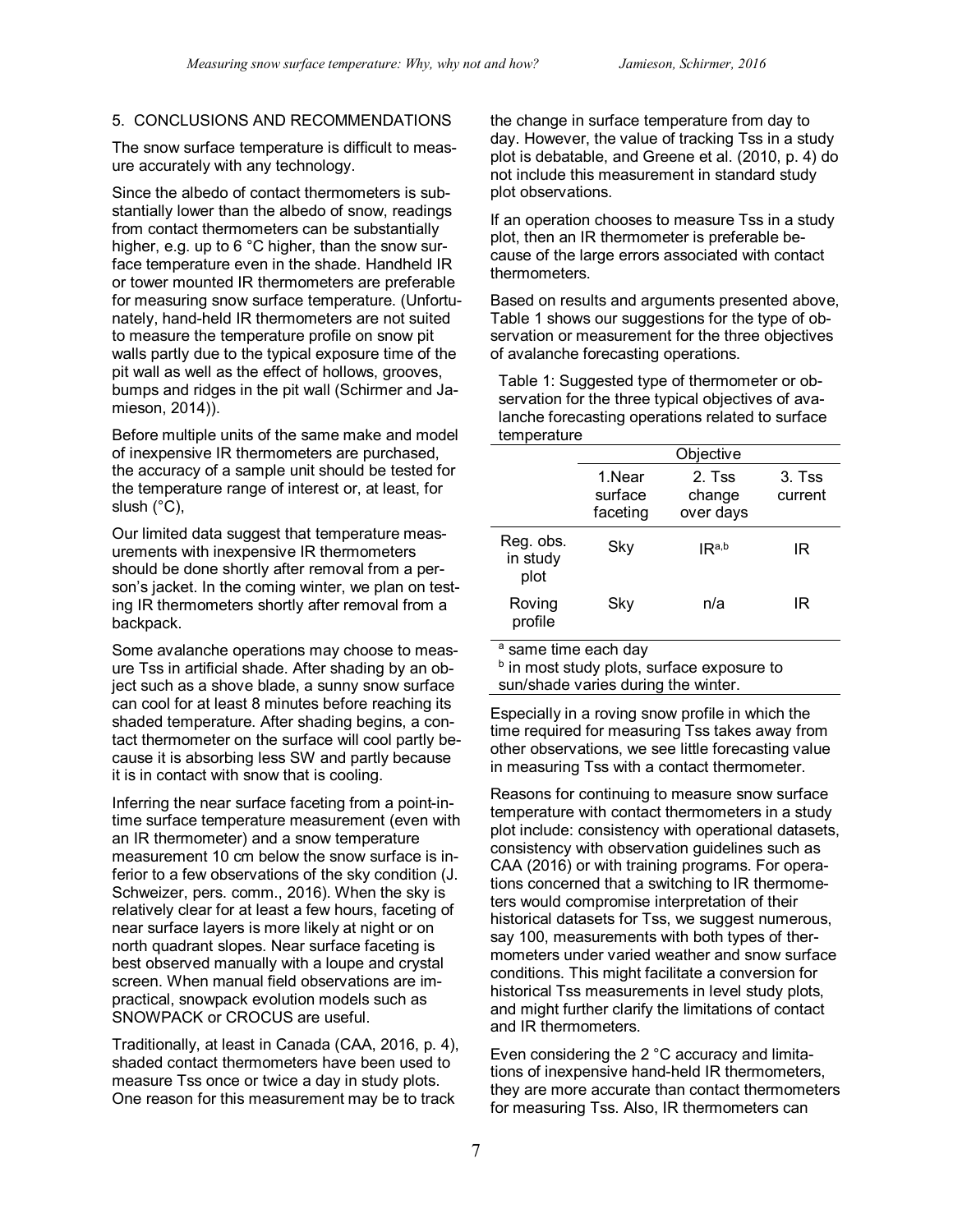## 5. CONCLUSIONS AND RECOMMENDATIONS

The snow surface temperature is difficult to measure accurately with any technology.

Since the albedo of contact thermometers is substantially lower than the albedo of snow, readings from contact thermometers can be substantially higher, e.g. up to 6 °C higher, than the snow surface temperature even in the shade. Handheld IR or tower mounted IR thermometers are preferable for measuring snow surface temperature. (Unfortunately, hand-held IR thermometers are not suited to measure the temperature profile on snow pit walls partly due to the typical exposure time of the pit wall as well as the effect of hollows, grooves, bumps and ridges in the pit wall (Schirmer and Jamieson, 2014)).

Before multiple units of the same make and model of inexpensive IR thermometers are purchased, the accuracy of a sample unit should be tested for the temperature range of interest or, at least, for slush (°C),

Our limited data suggest that temperature measurements with inexpensive IR thermometers should be done shortly after removal from a person's jacket. In the coming winter, we plan on testing IR thermometers shortly after removal from a backpack.

Some avalanche operations may choose to measure Tss in artificial shade. After shading by an object such as a shove blade, a sunny snow surface can cool for at least 8 minutes before reaching its shaded temperature. After shading begins, a contact thermometer on the surface will cool partly because it is absorbing less SW and partly because it is in contact with snow that is cooling.

Inferring the near surface faceting from a point-in-time surface temperature measurement (even with an IR thermometer) and a snow temperature measurement 10 cm below the snow surface is inferior to a few observations of the sky condition (J. Schweizer, pers. comm., 2016). When the sky is relatively clear for at least a few hours, faceting of near surface layers is more likely at night or on north quadrant slopes. Near surface faceting is best observed manually with a loupe and crystal screen. When manual field observations are impractical, snowpack evolution models such as SNOWPACK or CROCUS are useful.

Traditionally, at least in Canada (CAA, 2016, p. 4), shaded contact thermometers have been used to measure Tss once or twice a day in study plots. One reason for this measurement may be to track the change in surface temperature from day to day. However, the value of tracking Tss in a study plot is debatable, and Greene et al. (2010, p. 4) do not include this measurement in standard study plot observations.

If an operation chooses to measure Tss in a study plot, then an IR thermometer is preferable because of the large errors associated with contact thermometers.

Based on results and arguments presented above, Table 1 shows our suggestions for the type of observation or measurement for the three objectives of avalanche forecasting operations.

Table 1: Suggested type of thermometer or observation for the three typical objectives of avalanche forecasting operations related to surface temperature

| | Objective | | |
|---|---|---|---|
| | 1.Near surface faceting | 2. Tss change over days | 3. Tss current |
| Reg. obs. in study plot | Sky | IR[a,b] | IR |
| Roving profile | Sky | n/a | IR |

[a] same time each day
[b] in most study plots, surface exposure to sun/shade varies during the winter.

Especially in a roving snow profile in which the time required for measuring Tss takes away from other observations, we see little forecasting value in measuring Tss with a contact thermometer.

Reasons for continuing to measure snow surface temperature with contact thermometers in a study plot include: consistency with operational datasets, consistency with observation guidelines such as CAA (2016) or with training programs. For operations concerned that a switching to IR thermometers would compromise interpretation of their historical datasets for Tss, we suggest numerous, say 100, measurements with both types of thermometers under varied weather and snow surface conditions. This might facilitate a conversion for historical Tss measurements in level study plots, and might further clarify the limitations of contact and IR thermometers.

Even considering the 2 °C accuracy and limitations of inexpensive hand-held IR thermometers, they are more accurate than contact thermometers for measuring Tss. Also, IR thermometers can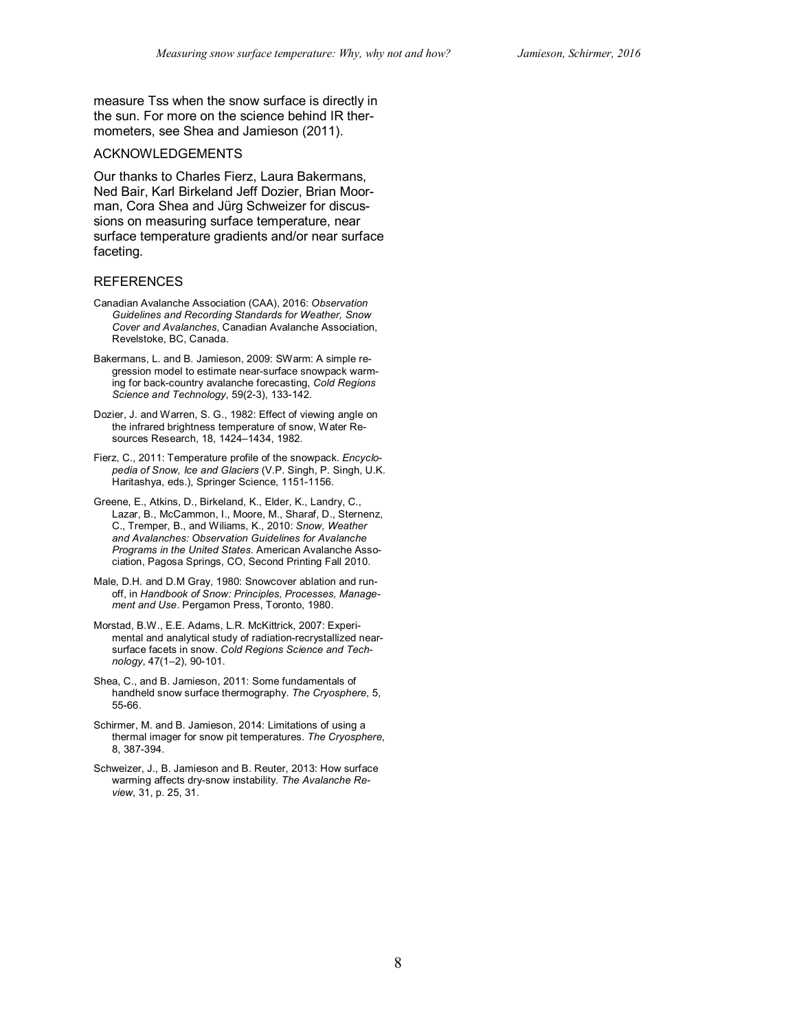measure Tss when the snow surface is directly in the sun. For more on the science behind IR thermometers, see Shea and Jamieson (2011).

## ACKNOWLEDGEMENTS

Our thanks to Charles Fierz, Laura Bakermans, Ned Bair, Karl Birkeland Jeff Dozier, Brian Moorman, Cora Shea and Jürg Schweizer for discussions on measuring surface temperature, near surface temperature gradients and/or near surface faceting.

## REFERENCES

Canadian Avalanche Association (CAA), 2016: *Observation Guidelines and Recording Standards for Weather, Snow Cover and Avalanches*, Canadian Avalanche Association, Revelstoke, BC, Canada.

Bakermans, L. and B. Jamieson, 2009: SWarm: A simple regression model to estimate near-surface snowpack warming for back-country avalanche forecasting, *Cold Regions Science and Technology*, 59(2-3), 133-142.

Dozier, J. and Warren, S. G., 1982: Effect of viewing angle on the infrared brightness temperature of snow, Water Resources Research, 18, 1424–1434, 1982.

Fierz, C., 2011: Temperature profile of the snowpack. *Encyclopedia of Snow, Ice and Glaciers* (V.P. Singh, P. Singh, U.K. Haritashya, eds.), Springer Science, 1151-1156.

Greene, E., Atkins, D., Birkeland, K., Elder, K., Landry, C., Lazar, B., McCammon, I., Moore, M., Sharaf, D., Sternenz, C., Tremper, B., and Wiliams, K., 2010: *Snow, Weather and Avalanches: Observation Guidelines for Avalanche Programs in the United States*. American Avalanche Association, Pagosa Springs, CO, Second Printing Fall 2010.

Male, D.H. and D.M Gray, 1980: Snowcover ablation and runoff, in *Handbook of Snow: Principles, Processes, Management and Use*. Pergamon Press, Toronto, 1980.

Morstad, B.W., E.E. Adams, L.R. McKittrick, 2007: Experimental and analytical study of radiation-recrystallized near-surface facets in snow. *Cold Regions Science and Technology*, 47(1–2), 90-101.

Shea, C., and B. Jamieson, 2011: Some fundamentals of handheld snow surface thermography. *The Cryosphere*, 5, 55-66.

Schirmer, M. and B. Jamieson, 2014: Limitations of using a thermal imager for snow pit temperatures. *The Cryosphere*, 8, 387-394.

Schweizer, J., B. Jamieson and B. Reuter, 2013: How surface warming affects dry-snow instability. *The Avalanche Review*, 31, p. 25, 31.